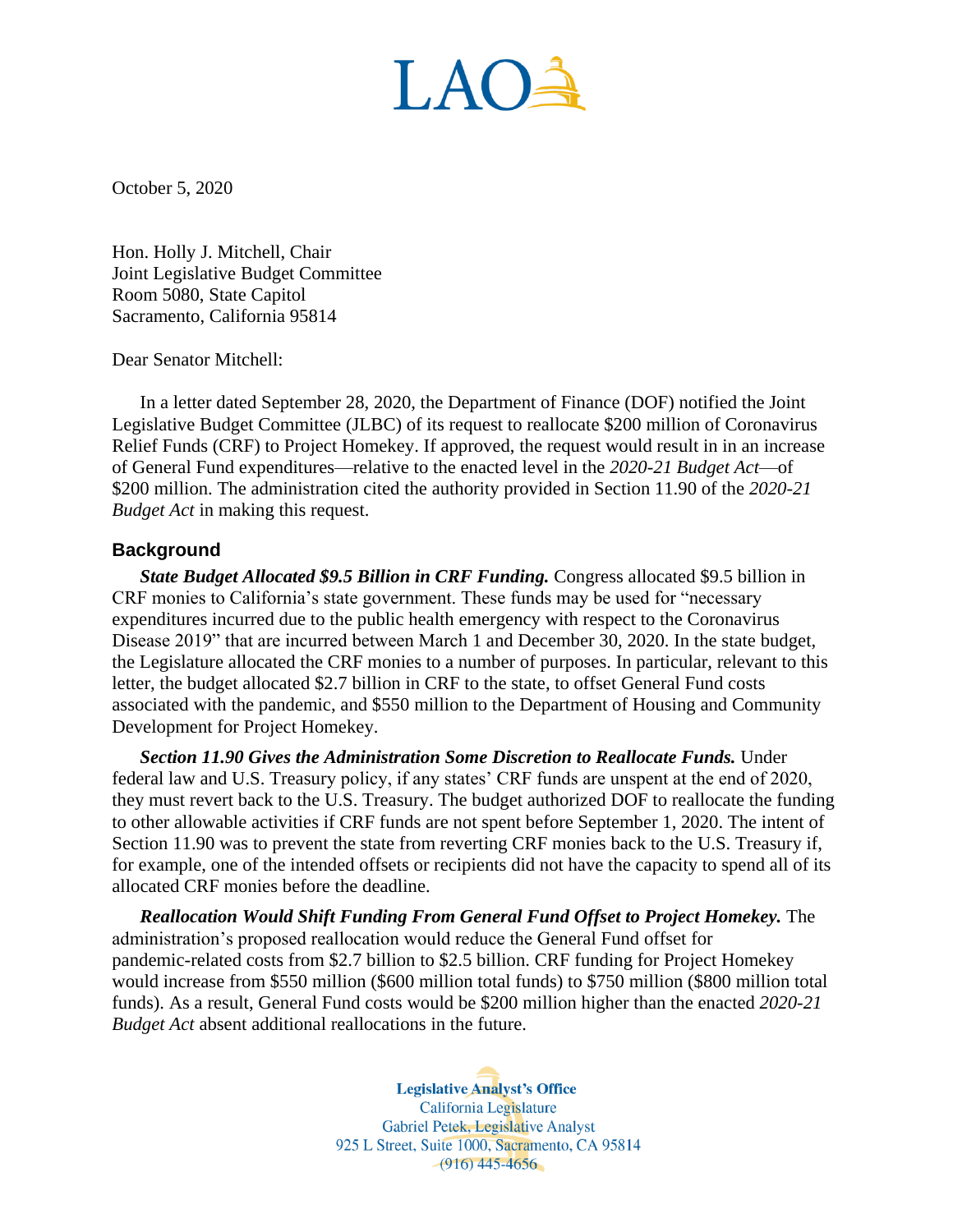LAO

October 5, 2020

Hon. Holly J. Mitchell, Chair
Joint Legislative Budget Committee
Room 5080, State Capitol
Sacramento, California 95814

Dear Senator Mitchell:

In a letter dated September 28, 2020, the Department of Finance (DOF) notified the Joint Legislative Budget Committee (JLBC) of its request to reallocate $200 million of Coronavirus Relief Funds (CRF) to Project Homekey. If approved, the request would result in in an increase of General Fund expenditures—relative to the enacted level in the *2020-21 Budget Act*—of $200 million. The administration cited the authority provided in Section 11.90 of the *2020-21 Budget Act* in making this request.

## Background

***State Budget Allocated $9.5 Billion in CRF Funding.*** Congress allocated $9.5 billion in CRF monies to California's state government. These funds may be used for "necessary expenditures incurred due to the public health emergency with respect to the Coronavirus Disease 2019" that are incurred between March 1 and December 30, 2020. In the state budget, the Legislature allocated the CRF monies to a number of purposes. In particular, relevant to this letter, the budget allocated $2.7 billion in CRF to the state, to offset General Fund costs associated with the pandemic, and $550 million to the Department of Housing and Community Development for Project Homekey.

***Section 11.90 Gives the Administration Some Discretion to Reallocate Funds.*** Under federal law and U.S. Treasury policy, if any states' CRF funds are unspent at the end of 2020, they must revert back to the U.S. Treasury. The budget authorized DOF to reallocate the funding to other allowable activities if CRF funds are not spent before September 1, 2020. The intent of Section 11.90 was to prevent the state from reverting CRF monies back to the U.S. Treasury if, for example, one of the intended offsets or recipients did not have the capacity to spend all of its allocated CRF monies before the deadline.

***Reallocation Would Shift Funding From General Fund Offset to Project Homekey.*** The administration's proposed reallocation would reduce the General Fund offset for pandemic-related costs from $2.7 billion to $2.5 billion. CRF funding for Project Homekey would increase from $550 million ($600 million total funds) to $750 million ($800 million total funds). As a result, General Fund costs would be $200 million higher than the enacted *2020-21 Budget Act* absent additional reallocations in the future.

**Legislative Analyst's Office**
California Legislature
Gabriel Petek, Legislative Analyst
925 L Street, Suite 1000, Sacramento, CA 95814
(916) 445-4656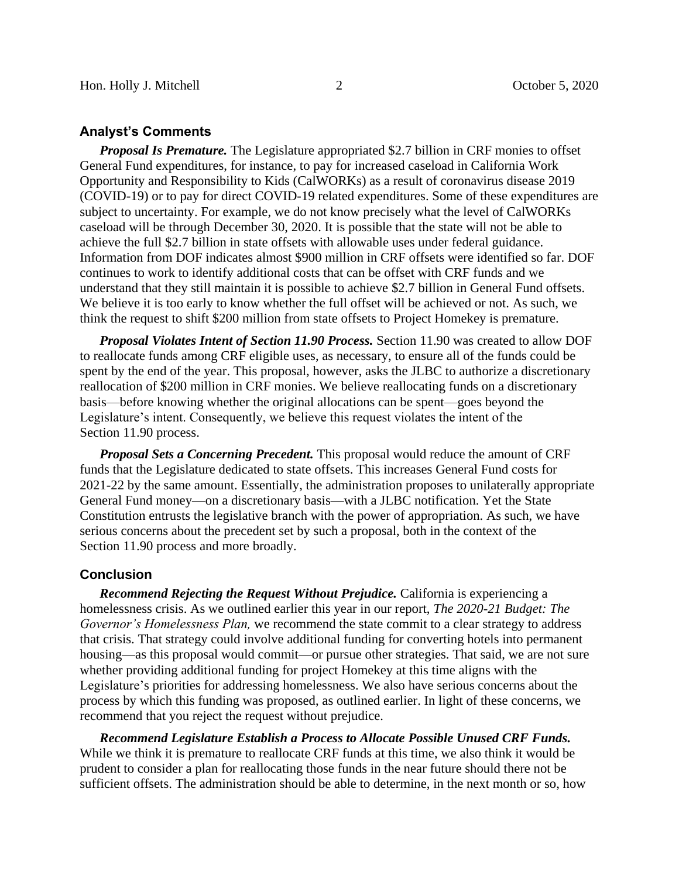## Analyst's Comments

***Proposal Is Premature.*** The Legislature appropriated $2.7 billion in CRF monies to offset General Fund expenditures, for instance, to pay for increased caseload in California Work Opportunity and Responsibility to Kids (CalWORKs) as a result of coronavirus disease 2019 (COVID-19) or to pay for direct COVID-19 related expenditures. Some of these expenditures are subject to uncertainty. For example, we do not know precisely what the level of CalWORKs caseload will be through December 30, 2020. It is possible that the state will not be able to achieve the full $2.7 billion in state offsets with allowable uses under federal guidance. Information from DOF indicates almost $900 million in CRF offsets were identified so far. DOF continues to work to identify additional costs that can be offset with CRF funds and we understand that they still maintain it is possible to achieve $2.7 billion in General Fund offsets. We believe it is too early to know whether the full offset will be achieved or not. As such, we think the request to shift $200 million from state offsets to Project Homekey is premature.

***Proposal Violates Intent of Section 11.90 Process.*** Section 11.90 was created to allow DOF to reallocate funds among CRF eligible uses, as necessary, to ensure all of the funds could be spent by the end of the year. This proposal, however, asks the JLBC to authorize a discretionary reallocation of $200 million in CRF monies. We believe reallocating funds on a discretionary basis—before knowing whether the original allocations can be spent—goes beyond the Legislature's intent. Consequently, we believe this request violates the intent of the Section 11.90 process.

***Proposal Sets a Concerning Precedent.*** This proposal would reduce the amount of CRF funds that the Legislature dedicated to state offsets. This increases General Fund costs for 2021-22 by the same amount. Essentially, the administration proposes to unilaterally appropriate General Fund money—on a discretionary basis—with a JLBC notification. Yet the State Constitution entrusts the legislative branch with the power of appropriation. As such, we have serious concerns about the precedent set by such a proposal, both in the context of the Section 11.90 process and more broadly.

## Conclusion

***Recommend Rejecting the Request Without Prejudice.*** California is experiencing a homelessness crisis. As we outlined earlier this year in our report, *The 2020-21 Budget: The Governor's Homelessness Plan,* we recommend the state commit to a clear strategy to address that crisis. That strategy could involve additional funding for converting hotels into permanent housing—as this proposal would commit—or pursue other strategies. That said, we are not sure whether providing additional funding for project Homekey at this time aligns with the Legislature's priorities for addressing homelessness. We also have serious concerns about the process by which this funding was proposed, as outlined earlier. In light of these concerns, we recommend that you reject the request without prejudice.

***Recommend Legislature Establish a Process to Allocate Possible Unused CRF Funds.*** While we think it is premature to reallocate CRF funds at this time, we also think it would be prudent to consider a plan for reallocating those funds in the near future should there not be sufficient offsets. The administration should be able to determine, in the next month or so, how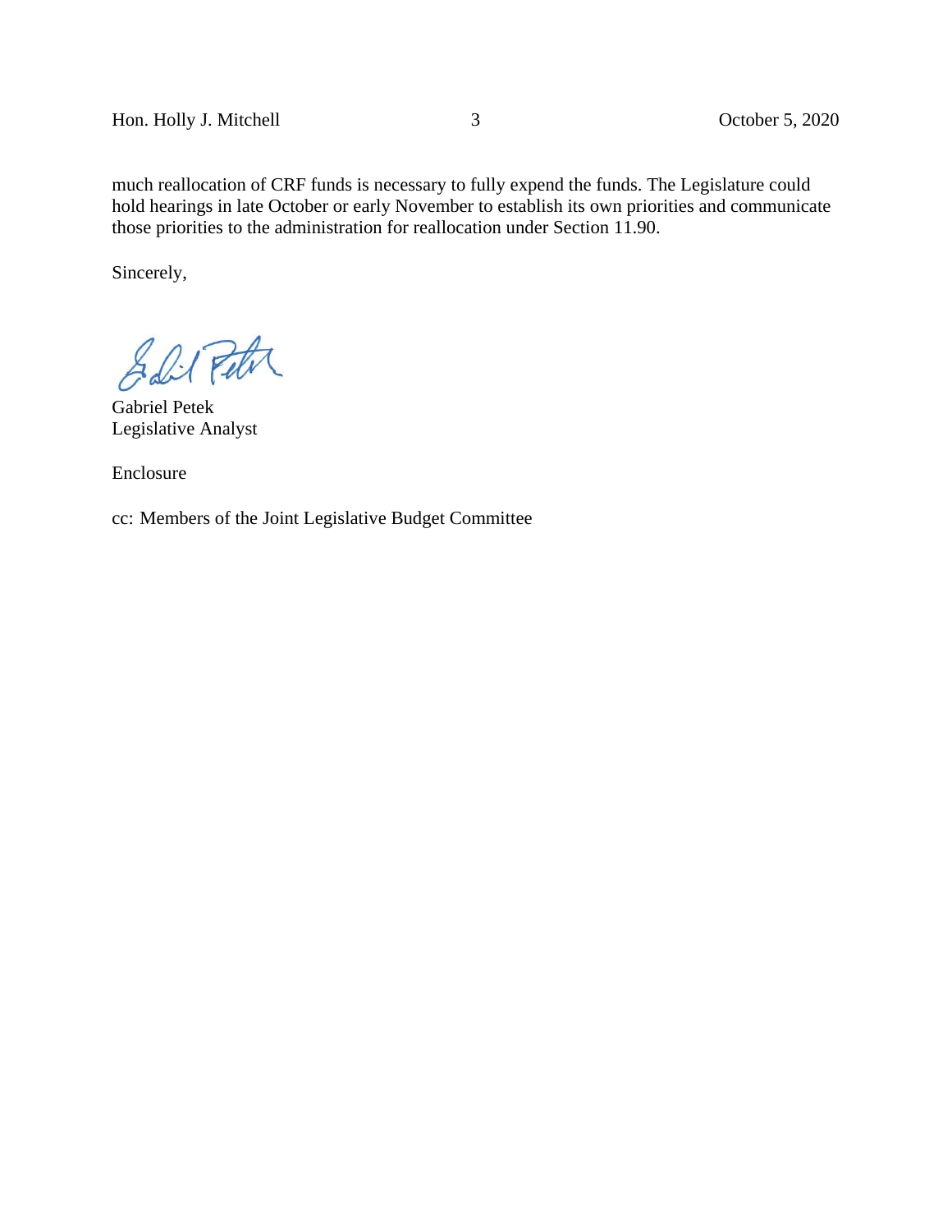much reallocation of CRF funds is necessary to fully expend the funds. The Legislature could hold hearings in late October or early November to establish its own priorities and communicate those priorities to the administration for reallocation under Section 11.90.

Sincerely,

Gabriel Petek
Legislative Analyst

Enclosure

cc: Members of the Joint Legislative Budget Committee